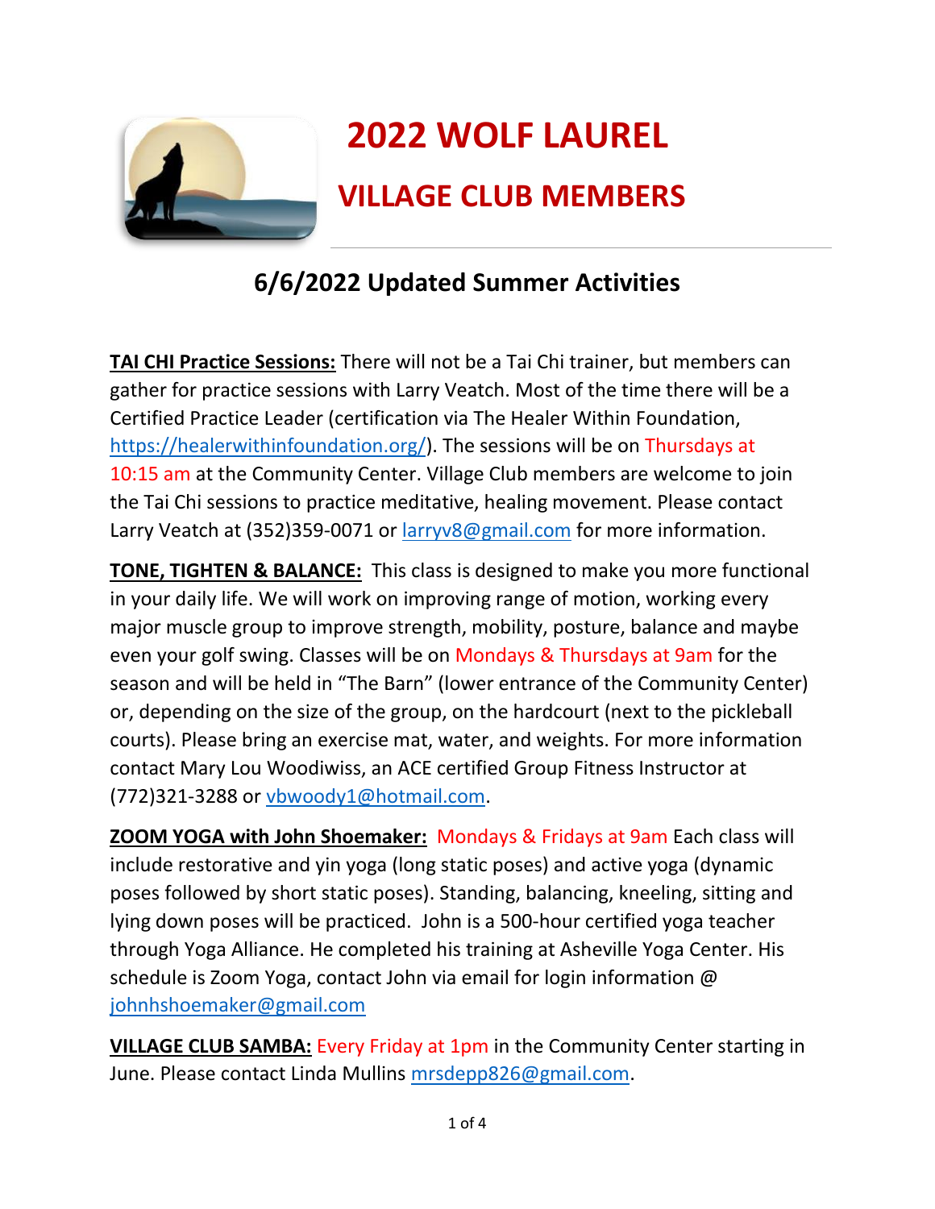# 2022 WOLF LAUREL

## VILLAGE CLUB MEMBERS

## 6/6/2022 Updated Summer Activities

**TAI CHI Practice Sessions:** There will not be a Tai Chi trainer, but members can gather for practice sessions with Larry Veatch. Most of the time there will be a Certified Practice Leader (certification via The Healer Within Foundation, https://healerwithinfoundation.org/). The sessions will be on Thursdays at 10:15 am at the Community Center. Village Club members are welcome to join the Tai Chi sessions to practice meditative, healing movement. Please contact Larry Veatch at (352)359-0071 or larryv8@gmail.com for more information.

**TONE, TIGHTEN & BALANCE:** This class is designed to make you more functional in your daily life. We will work on improving range of motion, working every major muscle group to improve strength, mobility, posture, balance and maybe even your golf swing. Classes will be on Mondays & Thursdays at 9am for the season and will be held in "The Barn" (lower entrance of the Community Center) or, depending on the size of the group, on the hardcourt (next to the pickleball courts). Please bring an exercise mat, water, and weights. For more information contact Mary Lou Woodiwiss, an ACE certified Group Fitness Instructor at (772)321-3288 or vbwoody1@hotmail.com.

**ZOOM YOGA with John Shoemaker:** Mondays & Fridays at 9am Each class will include restorative and yin yoga (long static poses) and active yoga (dynamic poses followed by short static poses). Standing, balancing, kneeling, sitting and lying down poses will be practiced. John is a 500-hour certified yoga teacher through Yoga Alliance. He completed his training at Asheville Yoga Center. His schedule is Zoom Yoga, contact John via email for login information @ johnhshoemaker@gmail.com

**VILLAGE CLUB SAMBA:** Every Friday at 1pm in the Community Center starting in June. Please contact Linda Mullins mrsdepp826@gmail.com.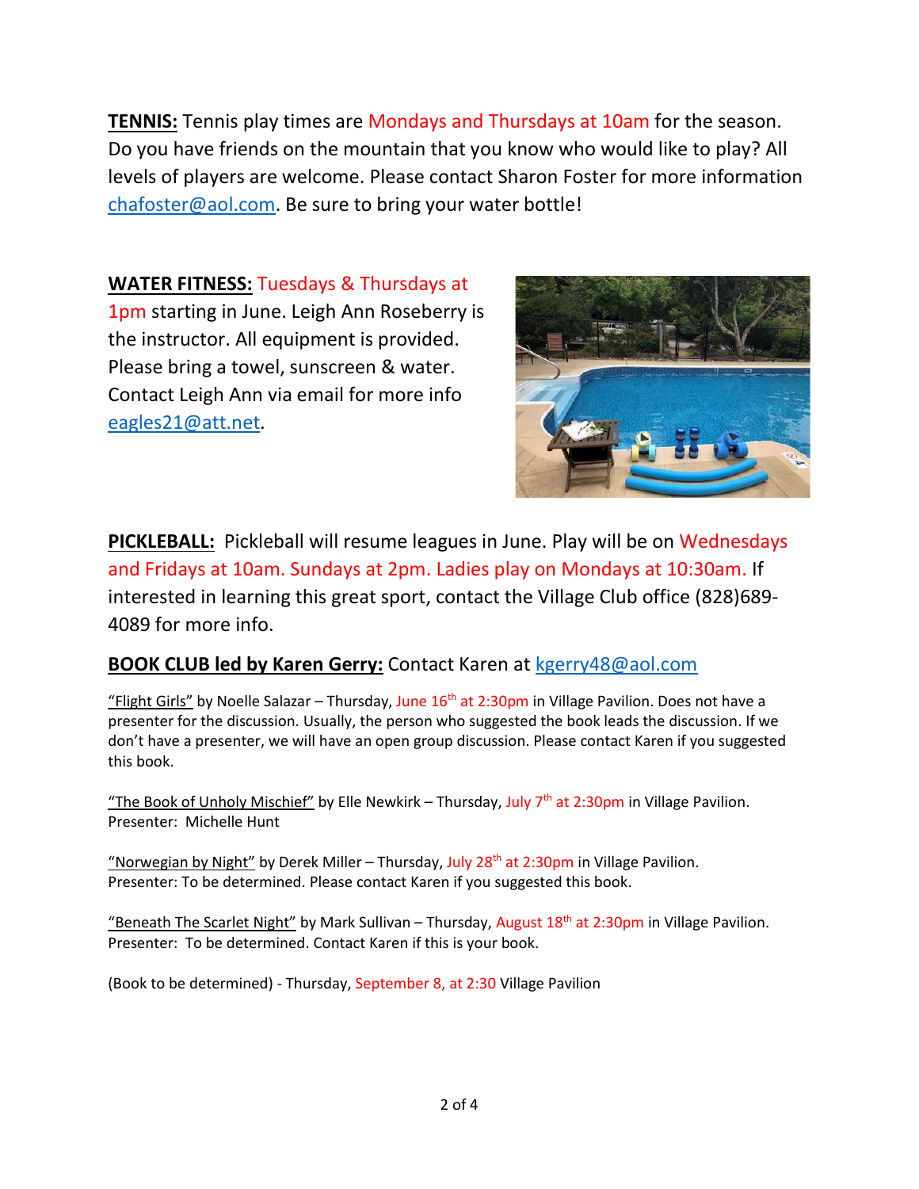**TENNIS:** Tennis play times are Mondays and Thursdays at 10am for the season. Do you have friends on the mountain that you know who would like to play? All levels of players are welcome. Please contact Sharon Foster for more information chafoster@aol.com. Be sure to bring your water bottle!

**WATER FITNESS:** Tuesdays & Thursdays at 1pm starting in June. Leigh Ann Roseberry is the instructor. All equipment is provided. Please bring a towel, sunscreen & water. Contact Leigh Ann via email for more info eagles21@att.net.

**PICKLEBALL:** Pickleball will resume leagues in June. Play will be on Wednesdays and Fridays at 10am. Sundays at 2pm. Ladies play on Mondays at 10:30am. If interested in learning this great sport, contact the Village Club office (828)689-4089 for more info.

**BOOK CLUB led by Karen Gerry:** Contact Karen at kgerry48@aol.com

"Flight Girls" by Noelle Salazar – Thursday, June 16th at 2:30pm in Village Pavilion. Does not have a presenter for the discussion. Usually, the person who suggested the book leads the discussion. If we don't have a presenter, we will have an open group discussion. Please contact Karen if you suggested this book.

"The Book of Unholy Mischief" by Elle Newkirk – Thursday, July 7th at 2:30pm in Village Pavilion. Presenter: Michelle Hunt

"Norwegian by Night" by Derek Miller – Thursday, July 28th at 2:30pm in Village Pavilion. Presenter: To be determined. Please contact Karen if you suggested this book.

"Beneath The Scarlet Night" by Mark Sullivan – Thursday, August 18th at 2:30pm in Village Pavilion. Presenter: To be determined. Contact Karen if this is your book.

(Book to be determined) - Thursday, September 8, at 2:30 Village Pavilion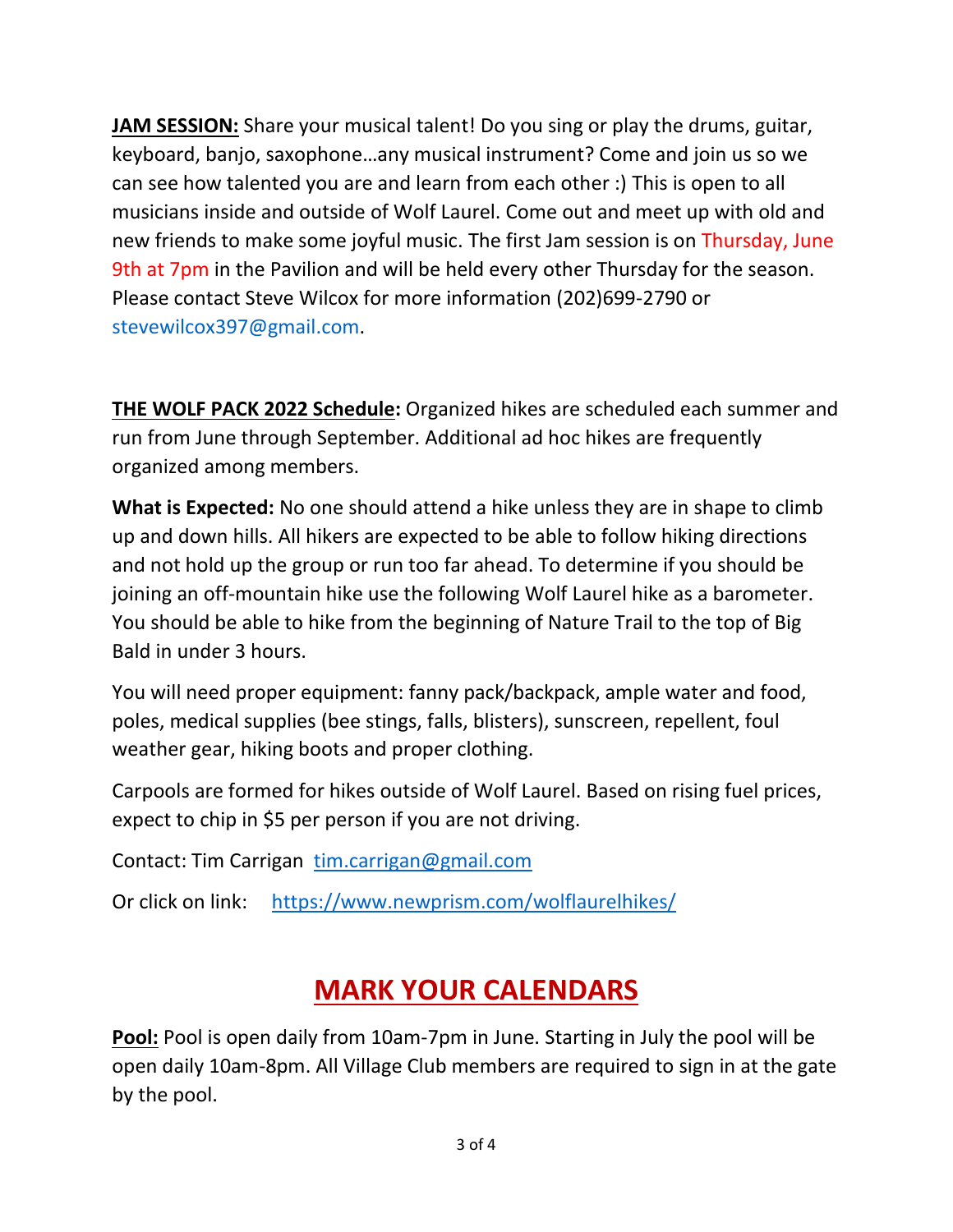**<u>JAM SESSION:</u>** Share your musical talent! Do you sing or play the drums, guitar, keyboard, banjo, saxophone…any musical instrument? Come and join us so we can see how talented you are and learn from each other :) This is open to all musicians inside and outside of Wolf Laurel. Come out and meet up with old and new friends to make some joyful music. The first Jam session is on Thursday, June 9th at 7pm in the Pavilion and will be held every other Thursday for the season. Please contact Steve Wilcox for more information (202)699-2790 or stevewilcox397@gmail.com.

**<u>THE WOLF PACK 2022 Schedule</u>:** Organized hikes are scheduled each summer and run from June through September. Additional ad hoc hikes are frequently organized among members.

**What is Expected:** No one should attend a hike unless they are in shape to climb up and down hills. All hikers are expected to be able to follow hiking directions and not hold up the group or run too far ahead. To determine if you should be joining an off-mountain hike use the following Wolf Laurel hike as a barometer. You should be able to hike from the beginning of Nature Trail to the top of Big Bald in under 3 hours.

You will need proper equipment: fanny pack/backpack, ample water and food, poles, medical supplies (bee stings, falls, blisters), sunscreen, repellent, foul weather gear, hiking boots and proper clothing.

Carpools are formed for hikes outside of Wolf Laurel. Based on rising fuel prices, expect to chip in $5 per person if you are not driving.

Contact: Tim Carrigan tim.carrigan@gmail.com

Or click on link: https://www.newprism.com/wolflaurelhikes/

# MARK YOUR CALENDARS

**<u>Pool:</u>** Pool is open daily from 10am-7pm in June. Starting in July the pool will be open daily 10am-8pm. All Village Club members are required to sign in at the gate by the pool.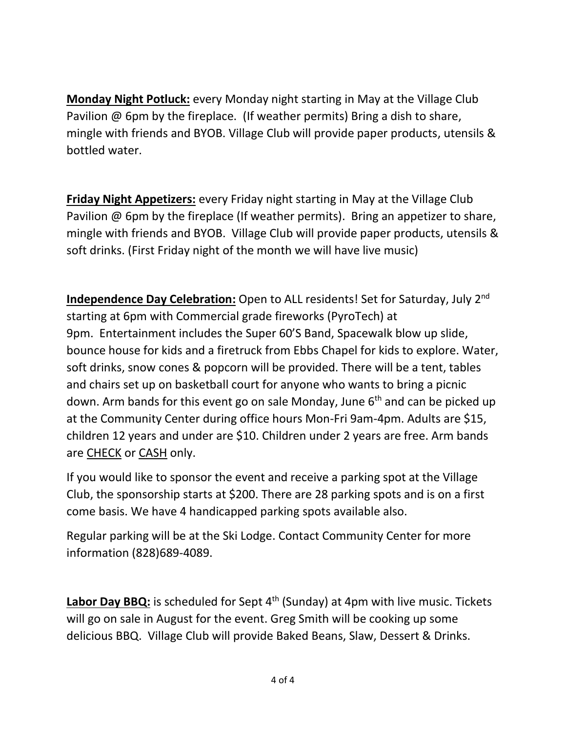**<u>Monday Night Potluck:</u>** every Monday night starting in May at the Village Club Pavilion @ 6pm by the fireplace. (If weather permits) Bring a dish to share, mingle with friends and BYOB. Village Club will provide paper products, utensils & bottled water.

**<u>Friday Night Appetizers:</u>** every Friday night starting in May at the Village Club Pavilion @ 6pm by the fireplace (If weather permits). Bring an appetizer to share, mingle with friends and BYOB. Village Club will provide paper products, utensils & soft drinks. (First Friday night of the month we will have live music)

**<u>Independence Day Celebration:</u>** Open to ALL residents! Set for Saturday, July 2nd starting at 6pm with Commercial grade fireworks (PyroTech) at 9pm. Entertainment includes the Super 60'S Band, Spacewalk blow up slide, bounce house for kids and a firetruck from Ebbs Chapel for kids to explore. Water, soft drinks, snow cones & popcorn will be provided. There will be a tent, tables and chairs set up on basketball court for anyone who wants to bring a picnic down. Arm bands for this event go on sale Monday, June 6th and can be picked up at the Community Center during office hours Mon-Fri 9am-4pm. Adults are $15, children 12 years and under are $10. Children under 2 years are free. Arm bands are <u>CHECK</u> or <u>CASH</u> only.

If you would like to sponsor the event and receive a parking spot at the Village Club, the sponsorship starts at $200. There are 28 parking spots and is on a first come basis. We have 4 handicapped parking spots available also.

Regular parking will be at the Ski Lodge. Contact Community Center for more information (828)689-4089.

**<u>Labor Day BBQ:</u>** is scheduled for Sept 4th (Sunday) at 4pm with live music. Tickets will go on sale in August for the event. Greg Smith will be cooking up some delicious BBQ. Village Club will provide Baked Beans, Slaw, Dessert & Drinks.